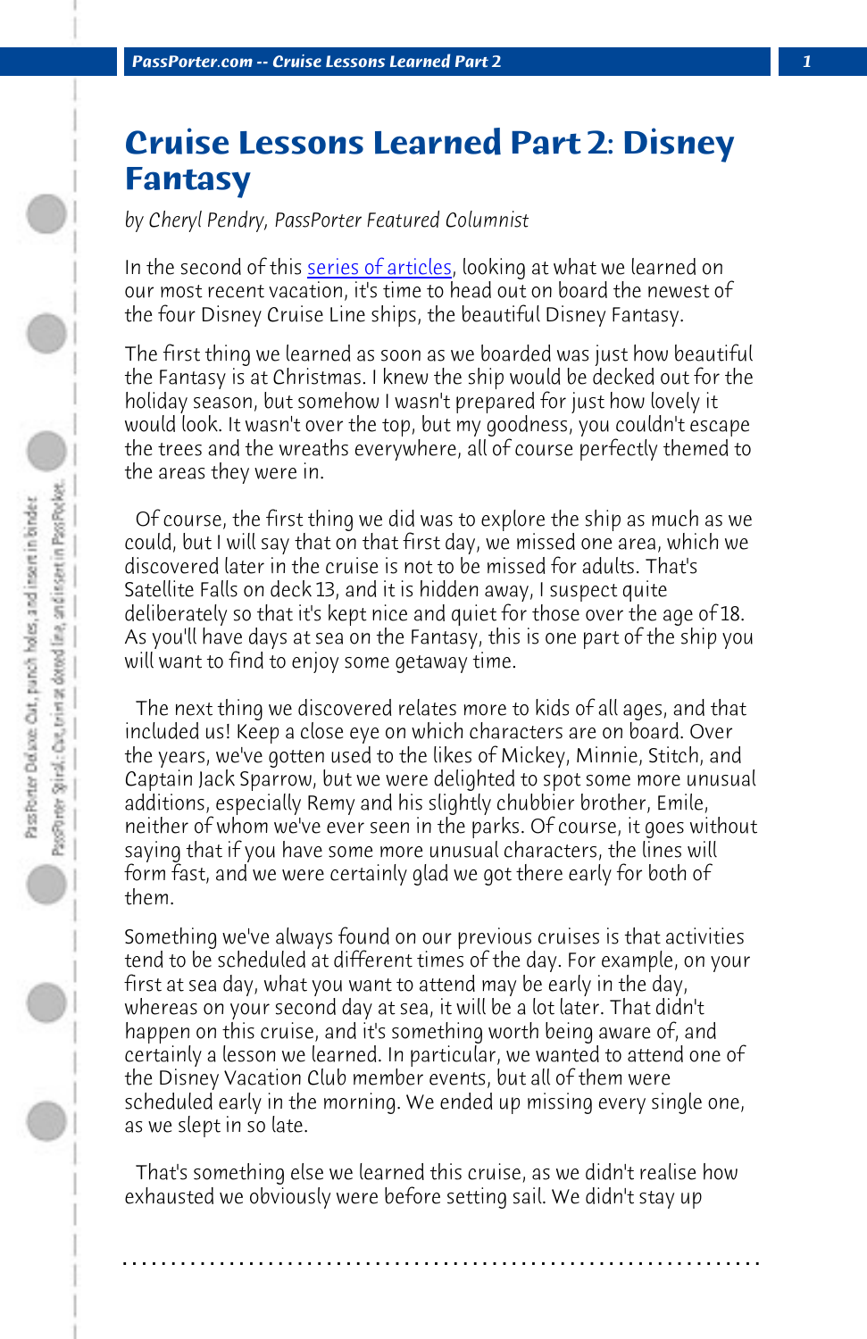# Cruise Lessons Learned Part 2: Disney Fantasy

*by Cheryl Pendry, PassPorter Featured Columnist*

In the second of this series of articles, looking at what we learned on our most recent vacation, it's time to head out on board the newest of the four Disney Cruise Line ships, the beautiful Disney Fantasy.

The first thing we learned as soon as we boarded was just how beautiful the Fantasy is at Christmas. I knew the ship would be decked out for the holiday season, but somehow I wasn't prepared for just how lovely it would look. It wasn't over the top, but my goodness, you couldn't escape the trees and the wreaths everywhere, all of course perfectly themed to the areas they were in.

Of course, the first thing we did was to explore the ship as much as we could, but I will say that on that first day, we missed one area, which we discovered later in the cruise is not to be missed for adults. That's Satellite Falls on deck 13, and it is hidden away, I suspect quite deliberately so that it's kept nice and quiet for those over the age of 18. As you'll have days at sea on the Fantasy, this is one part of the ship you will want to find to enjoy some getaway time.

The next thing we discovered relates more to kids of all ages, and that included us! Keep a close eye on which characters are on board. Over the years, we've gotten used to the likes of Mickey, Minnie, Stitch, and Captain Jack Sparrow, but we were delighted to spot some more unusual additions, especially Remy and his slightly chubbier brother, Emile, neither of whom we've ever seen in the parks. Of course, it goes without saying that if you have some more unusual characters, the lines will form fast, and we were certainly glad we got there early for both of them.

Something we've always found on our previous cruises is that activities tend to be scheduled at different times of the day. For example, on your first at sea day, what you want to attend may be early in the day, whereas on your second day at sea, it will be a lot later. That didn't happen on this cruise, and it's something worth being aware of, and certainly a lesson we learned. In particular, we wanted to attend one of the Disney Vacation Club member events, but all of them were scheduled early in the morning. We ended up missing every single one, as we slept in so late.

That's something else we learned this cruise, as we didn't realise how exhausted we obviously were before setting sail. We didn't stay up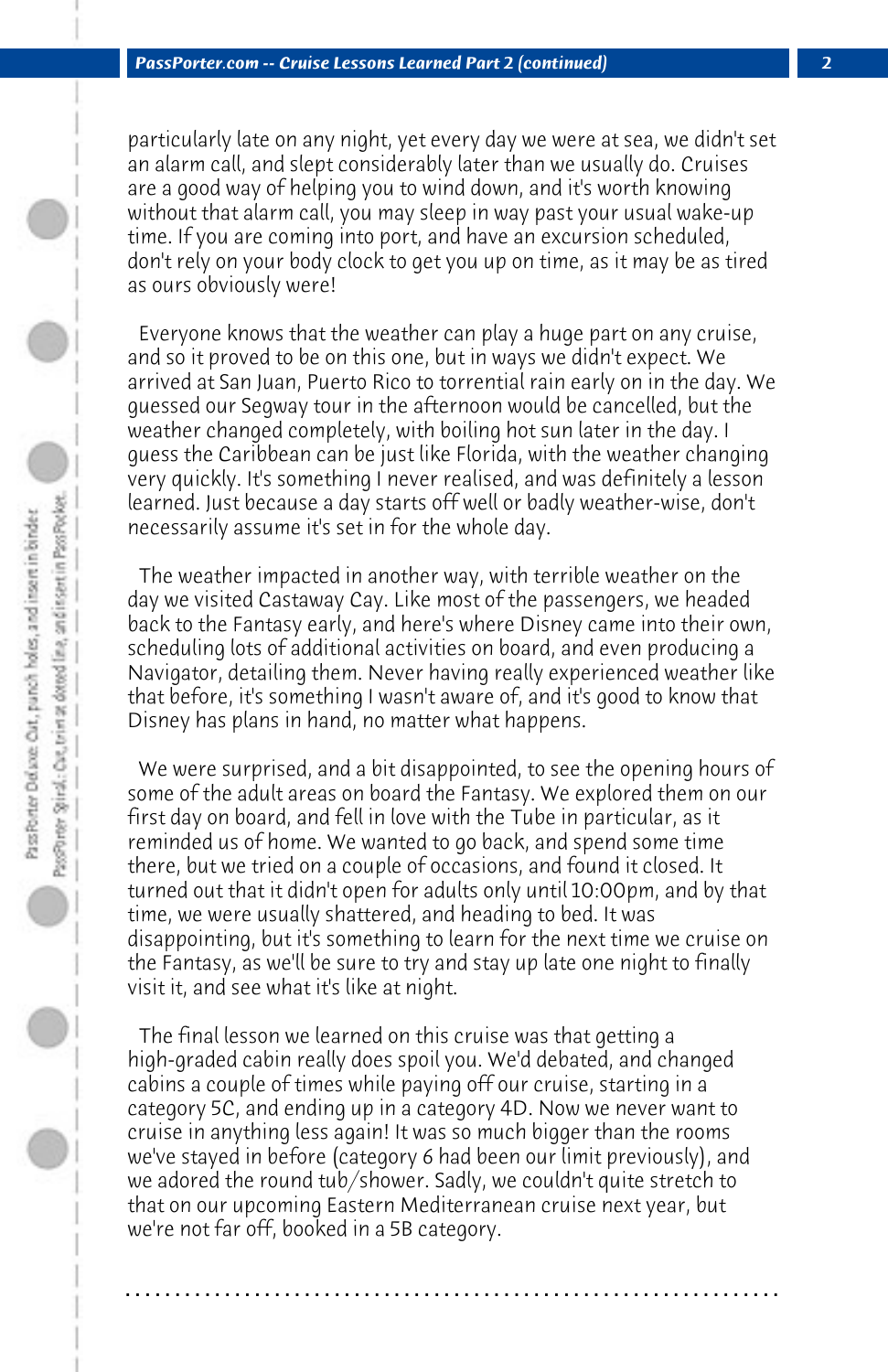particularly late on any night, yet every day we were at sea, we didn't set an alarm call, and slept considerably later than we usually do. Cruises are a good way of helping you to wind down, and it's worth knowing without that alarm call, you may sleep in way past your usual wake-up time. If you are coming into port, and have an excursion scheduled, don't rely on your body clock to get you up on time, as it may be as tired as ours obviously were!

Everyone knows that the weather can play a huge part on any cruise, and so it proved to be on this one, but in ways we didn't expect. We arrived at San Juan, Puerto Rico to torrential rain early on in the day. We guessed our Segway tour in the afternoon would be cancelled, but the weather changed completely, with boiling hot sun later in the day. I guess the Caribbean can be just like Florida, with the weather changing very quickly. It's something I never realised, and was definitely a lesson learned. Just because a day starts off well or badly weather-wise, don't necessarily assume it's set in for the whole day.

The weather impacted in another way, with terrible weather on the day we visited Castaway Cay. Like most of the passengers, we headed back to the Fantasy early, and here's where Disney came into their own, scheduling lots of additional activities on board, and even producing a Navigator, detailing them. Never having really experienced weather like that before, it's something I wasn't aware of, and it's good to know that Disney has plans in hand, no matter what happens.

We were surprised, and a bit disappointed, to see the opening hours of some of the adult areas on board the Fantasy. We explored them on our first day on board, and fell in love with the Tube in particular, as it reminded us of home. We wanted to go back, and spend some time there, but we tried on a couple of occasions, and found it closed. It turned out that it didn't open for adults only until 10:00pm, and by that time, we were usually shattered, and heading to bed. It was disappointing, but it's something to learn for the next time we cruise on the Fantasy, as we'll be sure to try and stay up late one night to finally visit it, and see what it's like at night.

The final lesson we learned on this cruise was that getting a high-graded cabin really does spoil you. We'd debated, and changed cabins a couple of times while paying off our cruise, starting in a category 5C, and ending up in a category 4D. Now we never want to cruise in anything less again! It was so much bigger than the rooms we've stayed in before (category 6 had been our limit previously), and we adored the round tub/shower. Sadly, we couldn't quite stretch to that on our upcoming Eastern Mediterranean cruise next year, but we're not far off, booked in a 5B category.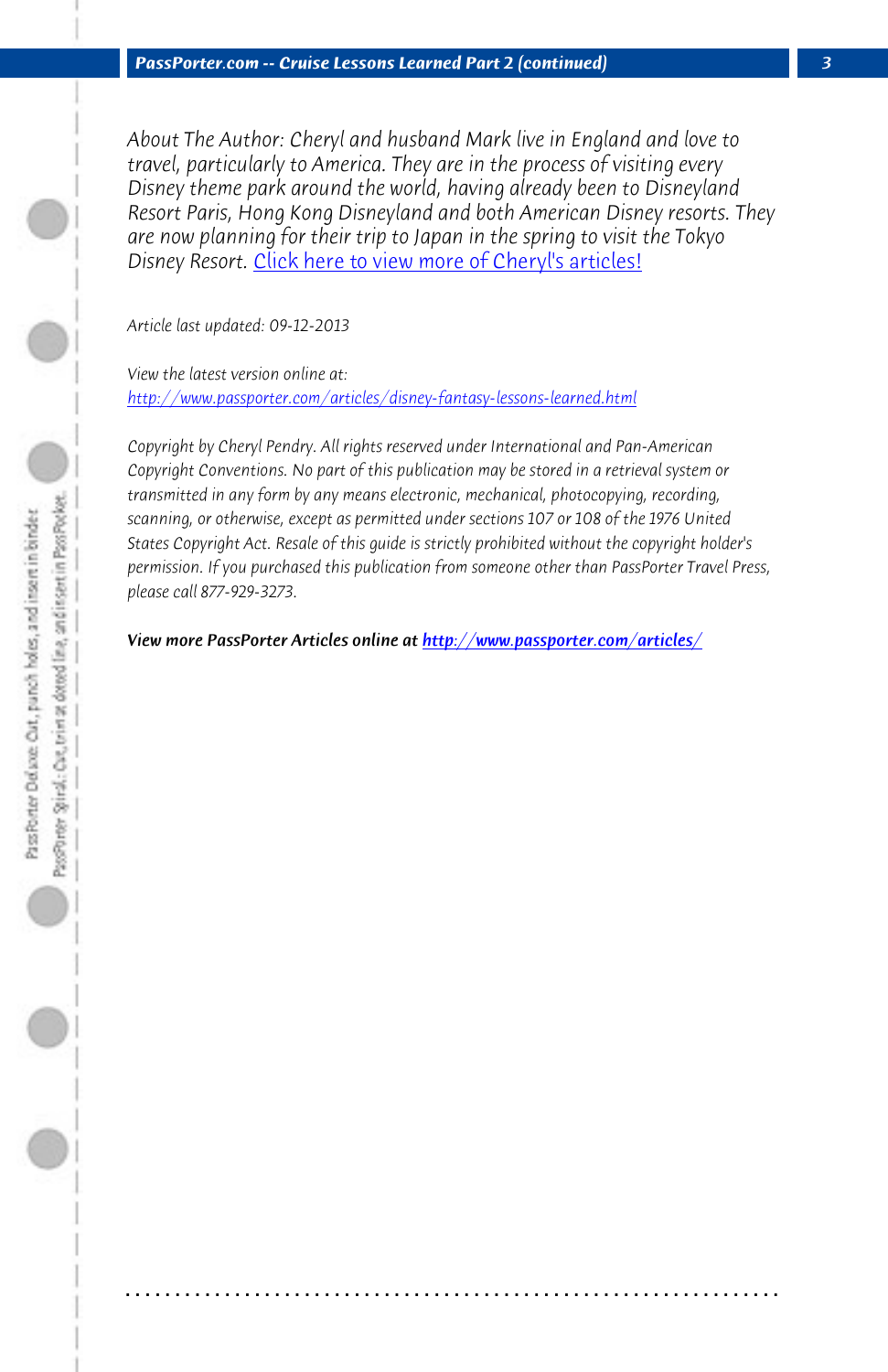*About The Author: Cheryl and husband Mark live in England and love to travel, particularly to America. They are in the process of visiting every Disney theme park around the world, having already been to Disneyland Resort Paris, Hong Kong Disneyland and both American Disney resorts. They are now planning for their trip to Japan in the spring to visit the Tokyo Disney Resort. Click here to view more of Cheryl's articles!*

*Article last updated: 09-12-2013*

*View the latest version online at:*
*http://www.passporter.com/articles/disney-fantasy-lessons-learned.html*

*Copyright by Cheryl Pendry. All rights reserved under International and Pan-American Copyright Conventions. No part of this publication may be stored in a retrieval system or transmitted in any form by any means electronic, mechanical, photocopying, recording, scanning, or otherwise, except as permitted under sections 107 or 108 of the 1976 United States Copyright Act. Resale of this guide is strictly prohibited without the copyright holder's permission. If you purchased this publication from someone other than PassPorter Travel Press, please call 877-929-3273.*

***View more PassPorter Articles online at http://www.passporter.com/articles/***